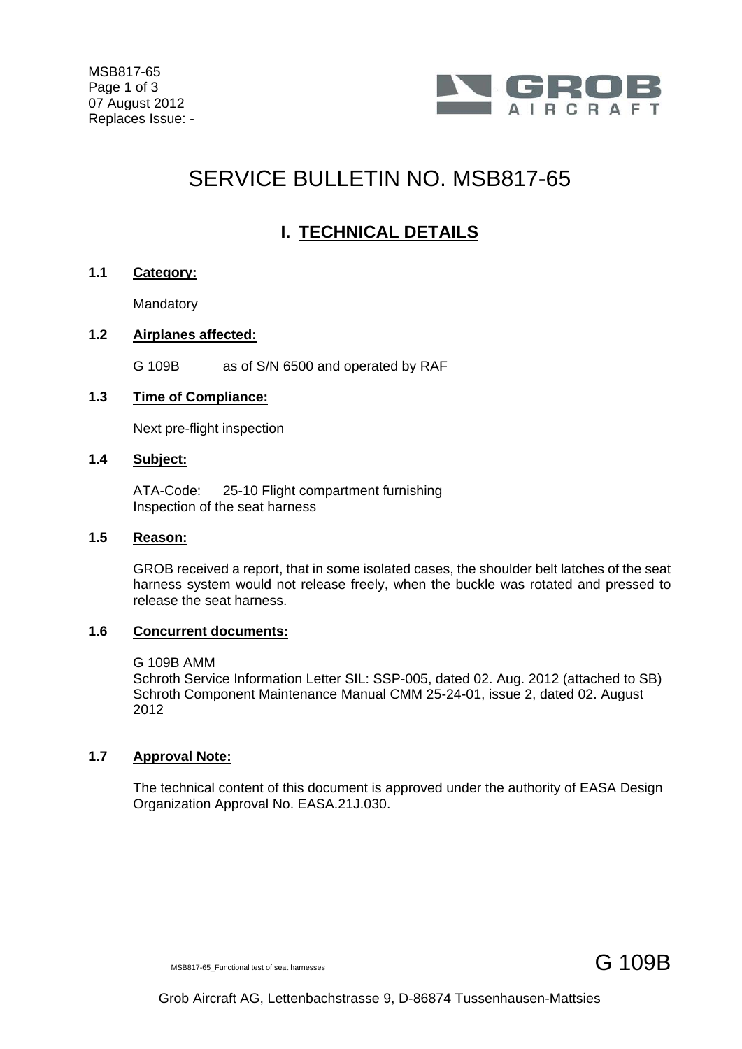# SERVICE BULLETIN NO. MSB817-65

## I. TECHNICAL DETAILS

### 1.1 Category:

Mandatory

### 1.2 Airplanes affected:

G 109B as of S/N 6500 and operated by RAF

### 1.3 Time of Compliance:

Next pre-flight inspection

### 1.4 Subject:

ATA-Code: 25-10 Flight compartment furnishing
Inspection of the seat harness

### 1.5 Reason:

GROB received a report, that in some isolated cases, the shoulder belt latches of the seat harness system would not release freely, when the buckle was rotated and pressed to release the seat harness.

### 1.6 Concurrent documents:

G 109B AMM
Schroth Service Information Letter SIL: SSP-005, dated 02. Aug. 2012 (attached to SB)
Schroth Component Maintenance Manual CMM 25-24-01, issue 2, dated 02. August 2012

### 1.7 Approval Note:

The technical content of this document is approved under the authority of EASA Design Organization Approval No. EASA.21J.030.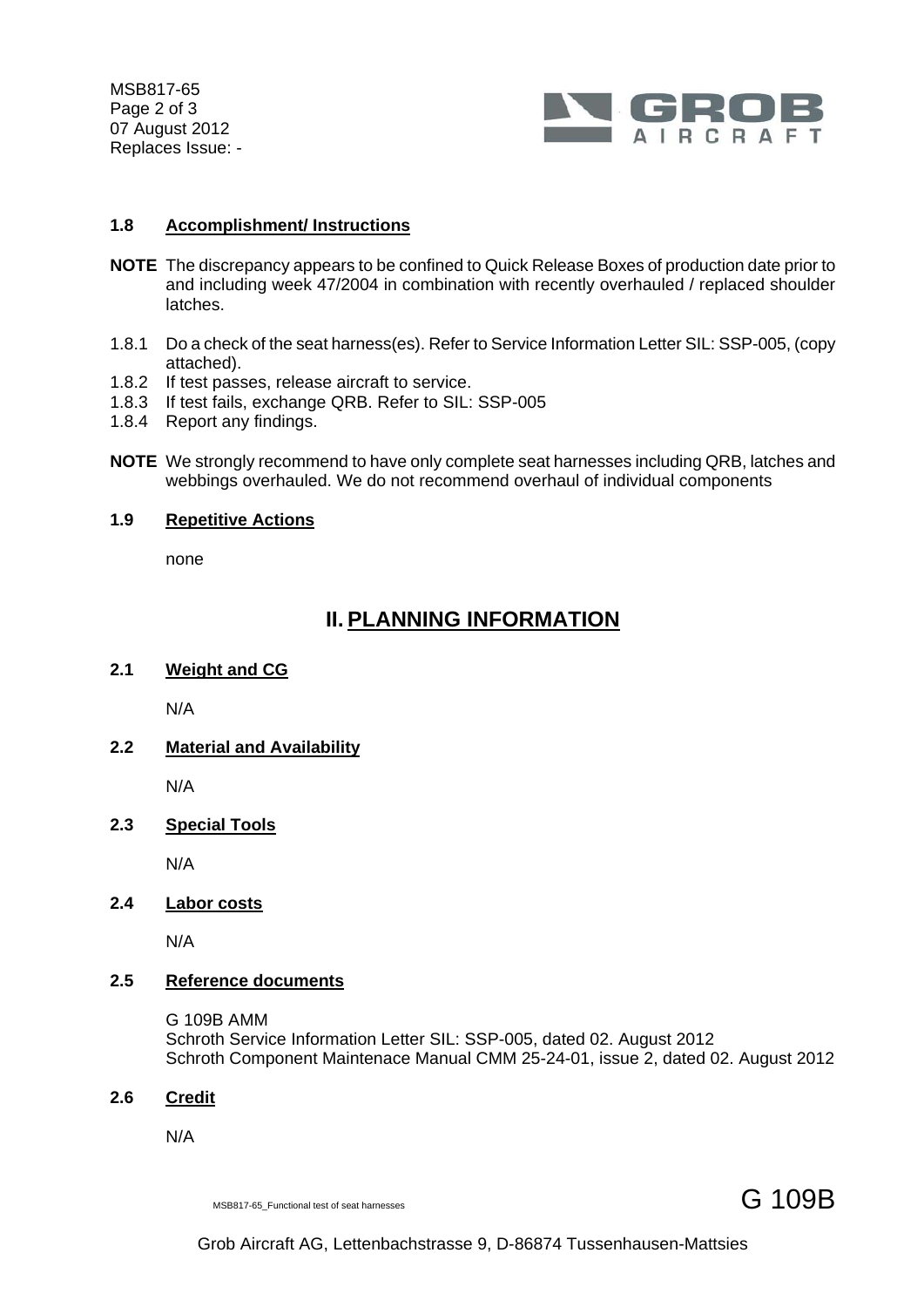### 1.8 Accomplishment/ Instructions

**NOTE** The discrepancy appears to be confined to Quick Release Boxes of production date prior to and including week 47/2004 in combination with recently overhauled / replaced shoulder latches.

1.8.1 Do a check of the seat harness(es). Refer to Service Information Letter SIL: SSP-005, (copy attached).
1.8.2 If test passes, release aircraft to service.
1.8.3 If test fails, exchange QRB. Refer to SIL: SSP-005
1.8.4 Report any findings.

**NOTE** We strongly recommend to have only complete seat harnesses including QRB, latches and webbings overhauled. We do not recommend overhaul of individual components

### 1.9 Repetitive Actions

none

## II. PLANNING INFORMATION

### 2.1 Weight and CG

N/A

### 2.2 Material and Availability

N/A

### 2.3 Special Tools

N/A

### 2.4 Labor costs

N/A

### 2.5 Reference documents

G 109B AMM
Schroth Service Information Letter SIL: SSP-005, dated 02. August 2012
Schroth Component Maintenace Manual CMM 25-24-01, issue 2, dated 02. August 2012

### 2.6 Credit

N/A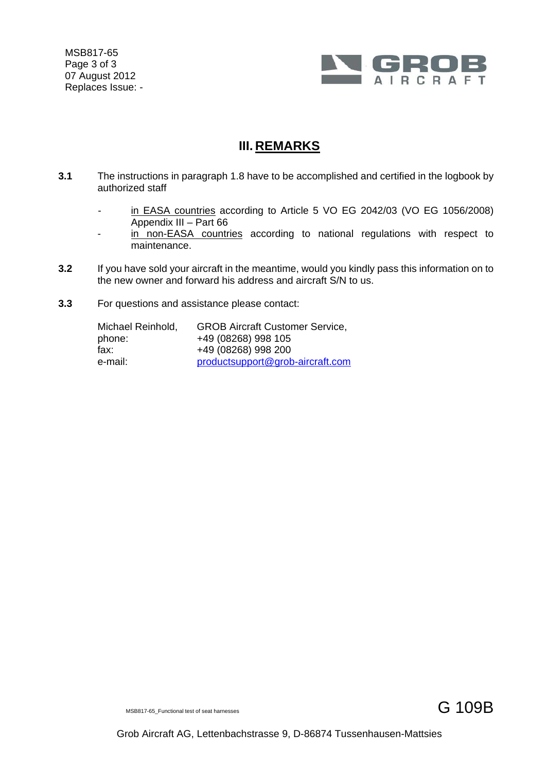## III. REMARKS

**3.1** The instructions in paragraph 1.8 have to be accomplished and certified in the logbook by authorized staff

- in EASA countries according to Article 5 VO EG 2042/03 (VO EG 1056/2008) Appendix III – Part 66
- in non-EASA countries according to national regulations with respect to maintenance.

**3.2** If you have sold your aircraft in the meantime, would you kindly pass this information on to the new owner and forward his address and aircraft S/N to us.

**3.3** For questions and assistance please contact:

| | |
|---|---|
| Michael Reinhold, | GROB Aircraft Customer Service, |
| phone: | +49 (08268) 998 105 |
| fax: | +49 (08268) 998 200 |
| e-mail: | productsupport@grob-aircraft.com |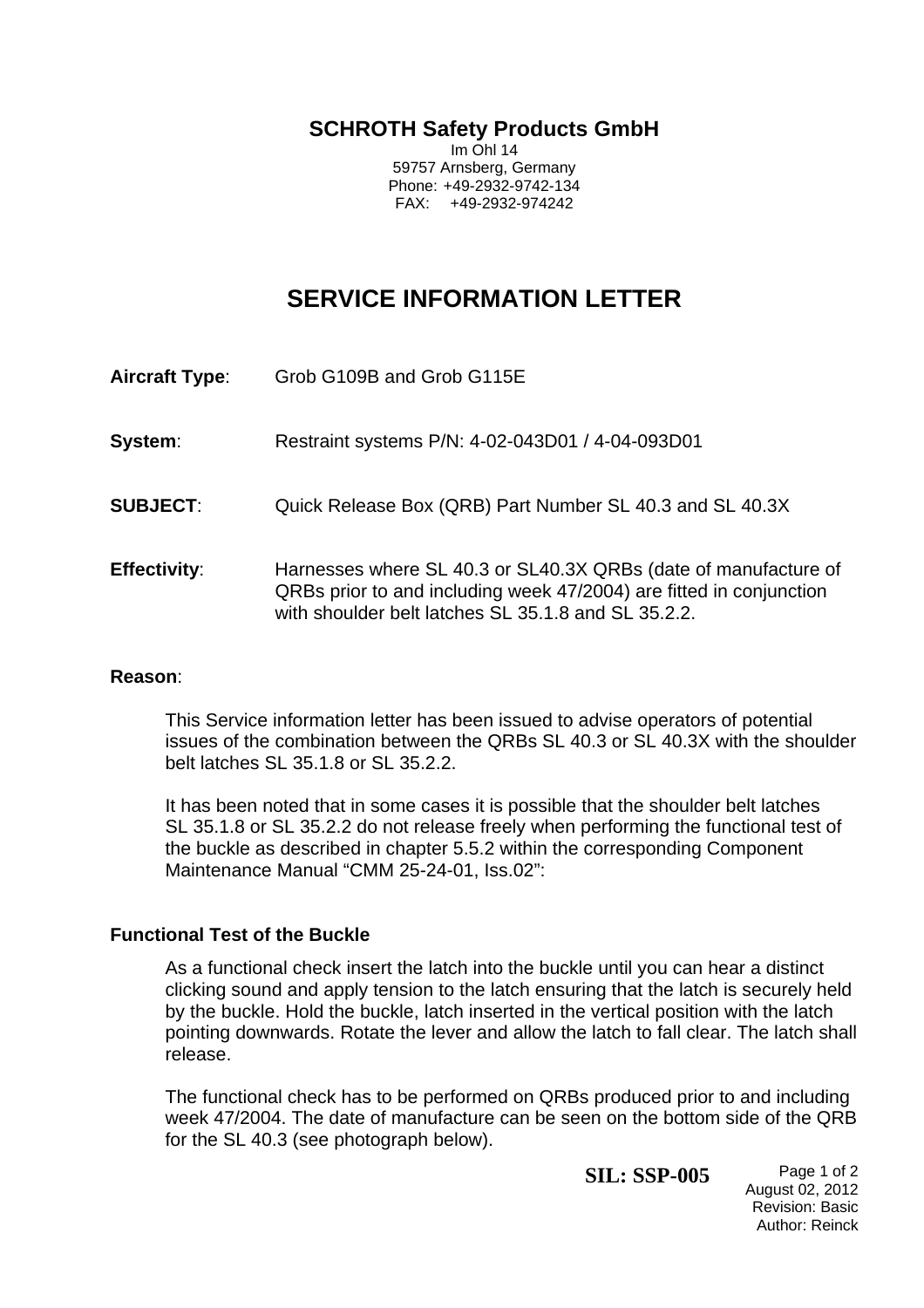**SCHROTH Safety Products GmbH**
Im Ohl 14
59757 Arnsberg, Germany
Phone: +49-2932-9742-134
FAX: +49-2932-974242

# SERVICE INFORMATION LETTER

**Aircraft Type**: Grob G109B and Grob G115E

**System**: Restraint systems P/N: 4-02-043D01 / 4-04-093D01

**SUBJECT**: Quick Release Box (QRB) Part Number SL 40.3 and SL 40.3X

**Effectivity**: Harnesses where SL 40.3 or SL40.3X QRBs (date of manufacture of QRBs prior to and including week 47/2004) are fitted in conjunction with shoulder belt latches SL 35.1.8 and SL 35.2.2.

**Reason**:

This Service information letter has been issued to advise operators of potential issues of the combination between the QRBs SL 40.3 or SL 40.3X with the shoulder belt latches SL 35.1.8 or SL 35.2.2.

It has been noted that in some cases it is possible that the shoulder belt latches SL 35.1.8 or SL 35.2.2 do not release freely when performing the functional test of the buckle as described in chapter 5.5.2 within the corresponding Component Maintenance Manual "CMM 25-24-01, Iss.02":

**Functional Test of the Buckle**

As a functional check insert the latch into the buckle until you can hear a distinct clicking sound and apply tension to the latch ensuring that the latch is securely held by the buckle. Hold the buckle, latch inserted in the vertical position with the latch pointing downwards. Rotate the lever and allow the latch to fall clear. The latch shall release.

The functional check has to be performed on QRBs produced prior to and including week 47/2004. The date of manufacture can be seen on the bottom side of the QRB for the SL 40.3 (see photograph below).

**SIL: SSP-005**

August 02, 2012
Revision: Basic
Author: Reinck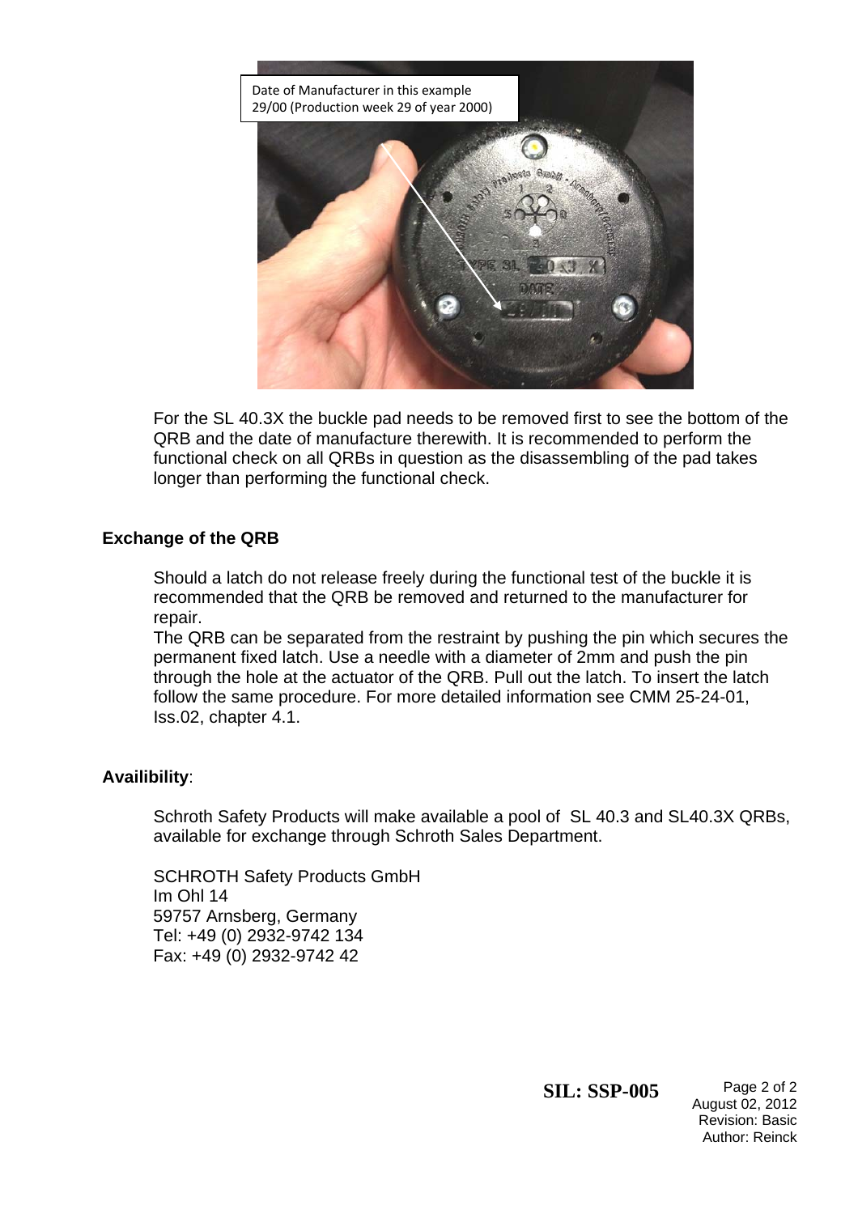Date of Manufacturer in this example 29/00 (Production week 29 of year 2000)

For the SL 40.3X the buckle pad needs to be removed first to see the bottom of the QRB and the date of manufacture therewith. It is recommended to perform the functional check on all QRBs in question as the disassembling of the pad takes longer than performing the functional check.

**Exchange of the QRB**

Should a latch do not release freely during the functional test of the buckle it is recommended that the QRB be removed and returned to the manufacturer for repair.
The QRB can be separated from the restraint by pushing the pin which secures the permanent fixed latch. Use a needle with a diameter of 2mm and push the pin through the hole at the actuator of the QRB. Pull out the latch. To insert the latch follow the same procedure. For more detailed information see CMM 25-24-01, Iss.02, chapter 4.1.

**Availibility**:

Schroth Safety Products will make available a pool of SL 40.3 and SL40.3X QRBs, available for exchange through Schroth Sales Department.

SCHROTH Safety Products GmbH
Im Ohl 14
59757 Arnsberg, Germany
Tel: +49 (0) 2932-9742 134
Fax: +49 (0) 2932-9742 42

**SIL: SSP-005**

August 02, 2012
Revision: Basic
Author: Reinck